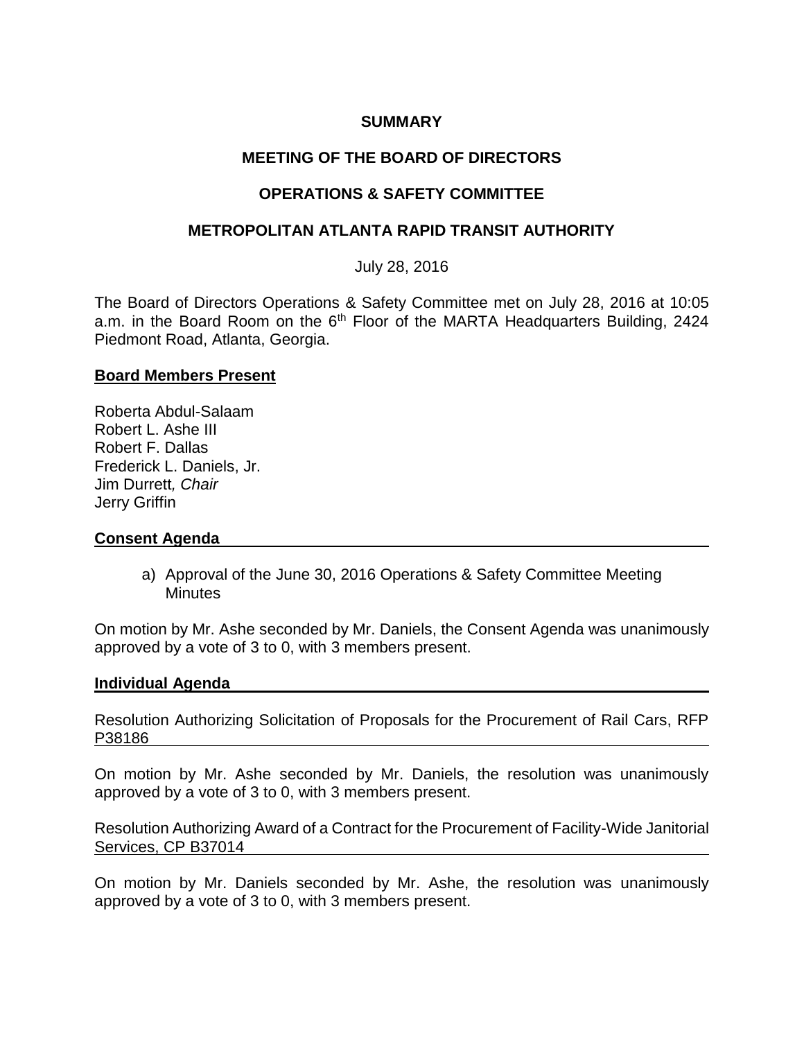**SUMMARY**

**MEETING OF THE BOARD OF DIRECTORS**

**OPERATIONS & SAFETY COMMITTEE**

**METROPOLITAN ATLANTA RAPID TRANSIT AUTHORITY**

July 28, 2016

The Board of Directors Operations & Safety Committee met on July 28, 2016 at 10:05 a.m. in the Board Room on the 6th Floor of the MARTA Headquarters Building, 2424 Piedmont Road, Atlanta, Georgia.

**Board Members Present**

Roberta Abdul-Salaam
Robert L. Ashe III
Robert F. Dallas
Frederick L. Daniels, Jr.
Jim Durrett*, Chair*
Jerry Griffin

**Consent Agenda**

a) Approval of the June 30, 2016 Operations & Safety Committee Meeting Minutes

On motion by Mr. Ashe seconded by Mr. Daniels, the Consent Agenda was unanimously approved by a vote of 3 to 0, with 3 members present.

**Individual Agenda**

Resolution Authorizing Solicitation of Proposals for the Procurement of Rail Cars, RFP P38186

On motion by Mr. Ashe seconded by Mr. Daniels, the resolution was unanimously approved by a vote of 3 to 0, with 3 members present.

Resolution Authorizing Award of a Contract for the Procurement of Facility-Wide Janitorial Services, CP B37014

On motion by Mr. Daniels seconded by Mr. Ashe, the resolution was unanimously approved by a vote of 3 to 0, with 3 members present.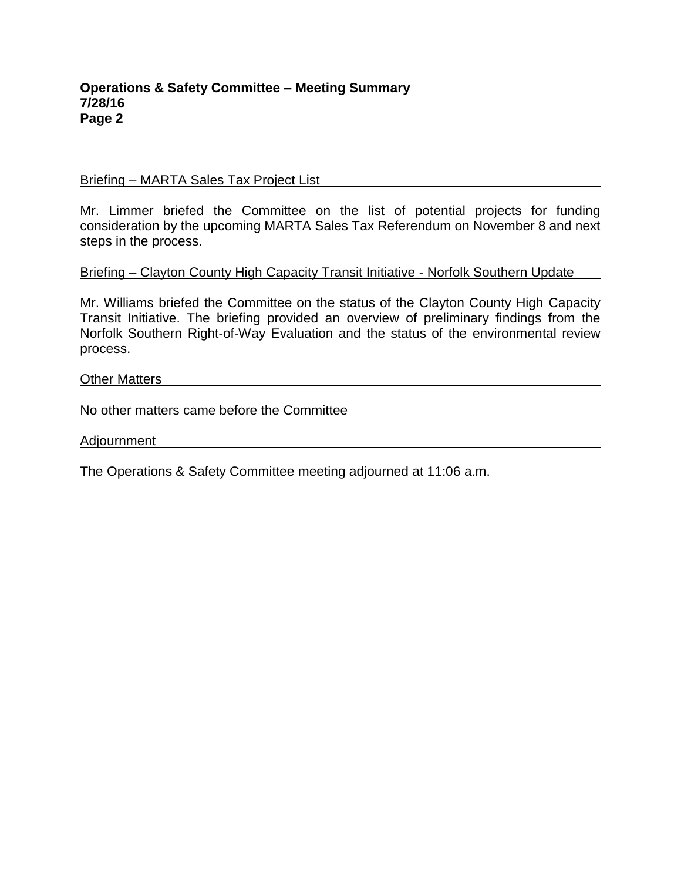Briefing – MARTA Sales Tax Project List

Mr. Limmer briefed the Committee on the list of potential projects for funding consideration by the upcoming MARTA Sales Tax Referendum on November 8 and next steps in the process.

Briefing – Clayton County High Capacity Transit Initiative - Norfolk Southern Update

Mr. Williams briefed the Committee on the status of the Clayton County High Capacity Transit Initiative. The briefing provided an overview of preliminary findings from the Norfolk Southern Right-of-Way Evaluation and the status of the environmental review process.

Other Matters

No other matters came before the Committee

Adjournment

The Operations & Safety Committee meeting adjourned at 11:06 a.m.